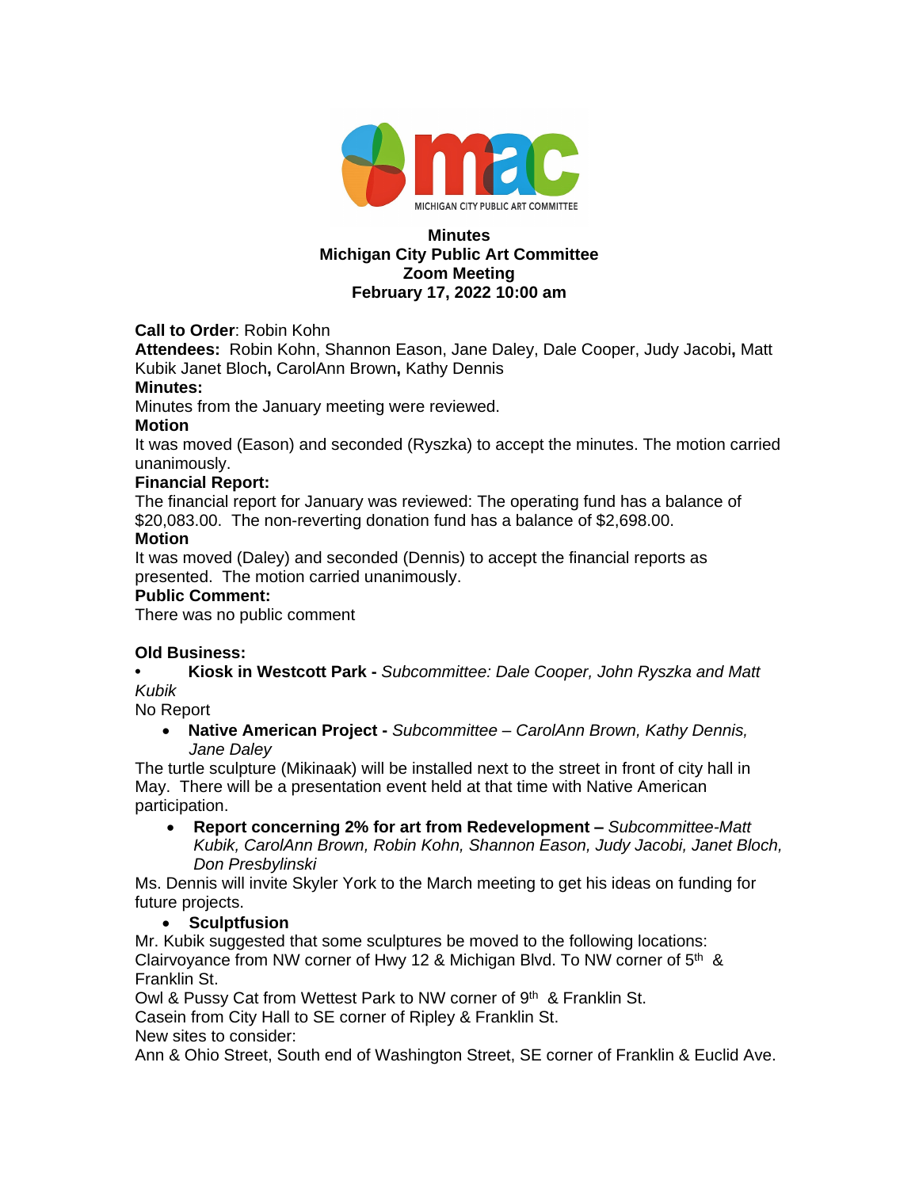MICHIGAN CITY PUBLIC ART COMMITTEE

**Minutes**
**Michigan City Public Art Committee**
**Zoom Meeting**
**February 17, 2022 10:00 am**

**Call to Order**: Robin Kohn
**Attendees:** Robin Kohn, Shannon Eason, Jane Daley, Dale Cooper, Judy Jacobi**,** Matt Kubik Janet Bloch**,** CarolAnn Brown**,** Kathy Dennis
**Minutes:**
Minutes from the January meeting were reviewed.
**Motion**
It was moved (Eason) and seconded (Ryszka) to accept the minutes. The motion carried unanimously.
**Financial Report:**
The financial report for January was reviewed: The operating fund has a balance of $20,083.00. The non-reverting donation fund has a balance of $2,698.00.
**Motion**
It was moved (Daley) and seconded (Dennis) to accept the financial reports as presented. The motion carried unanimously.
**Public Comment:**
There was no public comment

**Old Business:**

- **Kiosk in Westcott Park -** *Subcommittee: Dale Cooper, John Ryszka and Matt Kubik*

No Report

- **Native American Project -** *Subcommittee – CarolAnn Brown, Kathy Dennis, Jane Daley*

The turtle sculpture (Mikinaak) will be installed next to the street in front of city hall in May. There will be a presentation event held at that time with Native American participation.

- **Report concerning 2% for art from Redevelopment –** *Subcommittee-Matt Kubik, CarolAnn Brown, Robin Kohn, Shannon Eason, Judy Jacobi, Janet Bloch, Don Presbylinski*

Ms. Dennis will invite Skyler York to the March meeting to get his ideas on funding for future projects.

- **Sculptfusion**

Mr. Kubik suggested that some sculptures be moved to the following locations:
Clairvoyance from NW corner of Hwy 12 & Michigan Blvd. To NW corner of 5th & Franklin St.
Owl & Pussy Cat from Wettest Park to NW corner of 9th & Franklin St.
Casein from City Hall to SE corner of Ripley & Franklin St.
New sites to consider:
Ann & Ohio Street, South end of Washington Street, SE corner of Franklin & Euclid Ave.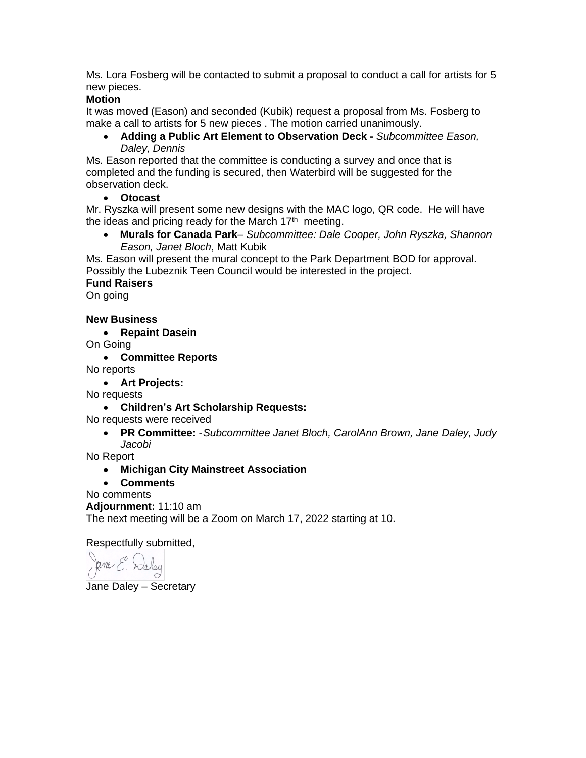Ms. Lora Fosberg will be contacted to submit a proposal to conduct a call for artists for 5 new pieces.

**Motion**

It was moved (Eason) and seconded (Kubik) request a proposal from Ms. Fosberg to make a call to artists for 5 new pieces . The motion carried unanimously.

- **Adding a Public Art Element to Observation Deck -** *Subcommittee Eason, Daley, Dennis*

Ms. Eason reported that the committee is conducting a survey and once that is completed and the funding is secured, then Waterbird will be suggested for the observation deck.

- **Otocast**

Mr. Ryszka will present some new designs with the MAC logo, QR code. He will have the ideas and pricing ready for the March 17th meeting.

- **Murals for Canada Park**– *Subcommittee: Dale Cooper, John Ryszka, Shannon Eason, Janet Bloch*, Matt Kubik

Ms. Eason will present the mural concept to the Park Department BOD for approval. Possibly the Lubeznik Teen Council would be interested in the project.

**Fund Raisers**

On going

**New Business**

- **Repaint Dasein**

On Going

- **Committee Reports**

No reports

- **Art Projects:**

No requests

- **Children's Art Scholarship Requests:**

No requests were received

- **PR Committee:** -*Subcommittee Janet Bloch, CarolAnn Brown, Jane Daley, Judy Jacobi*

No Report

- **Michigan City Mainstreet Association**
- **Comments**

No comments

**Adjournment:** 11:10 am

The next meeting will be a Zoom on March 17, 2022 starting at 10.

Respectfully submitted,

Jane E. Daley

Jane Daley – Secretary